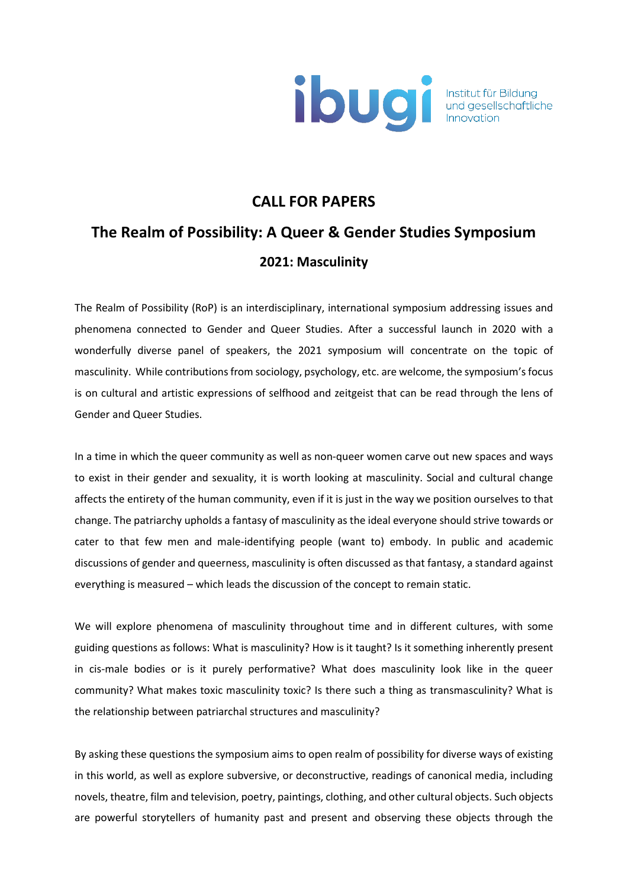ibugi Institut für Bildung und gesellschaftliche Innovation

# CALL FOR PAPERS

## The Realm of Possibility: A Queer & Gender Studies Symposium

### 2021: Masculinity

The Realm of Possibility (RoP) is an interdisciplinary, international symposium addressing issues and phenomena connected to Gender and Queer Studies. After a successful launch in 2020 with a wonderfully diverse panel of speakers, the 2021 symposium will concentrate on the topic of masculinity. While contributions from sociology, psychology, etc. are welcome, the symposium's focus is on cultural and artistic expressions of selfhood and zeitgeist that can be read through the lens of Gender and Queer Studies.

In a time in which the queer community as well as non-queer women carve out new spaces and ways to exist in their gender and sexuality, it is worth looking at masculinity. Social and cultural change affects the entirety of the human community, even if it is just in the way we position ourselves to that change. The patriarchy upholds a fantasy of masculinity as the ideal everyone should strive towards or cater to that few men and male-identifying people (want to) embody. In public and academic discussions of gender and queerness, masculinity is often discussed as that fantasy, a standard against everything is measured – which leads the discussion of the concept to remain static.

We will explore phenomena of masculinity throughout time and in different cultures, with some guiding questions as follows: What is masculinity? How is it taught? Is it something inherently present in cis-male bodies or is it purely performative? What does masculinity look like in the queer community? What makes toxic masculinity toxic? Is there such a thing as transmasculinity? What is the relationship between patriarchal structures and masculinity?

By asking these questions the symposium aims to open realm of possibility for diverse ways of existing in this world, as well as explore subversive, or deconstructive, readings of canonical media, including novels, theatre, film and television, poetry, paintings, clothing, and other cultural objects. Such objects are powerful storytellers of humanity past and present and observing these objects through the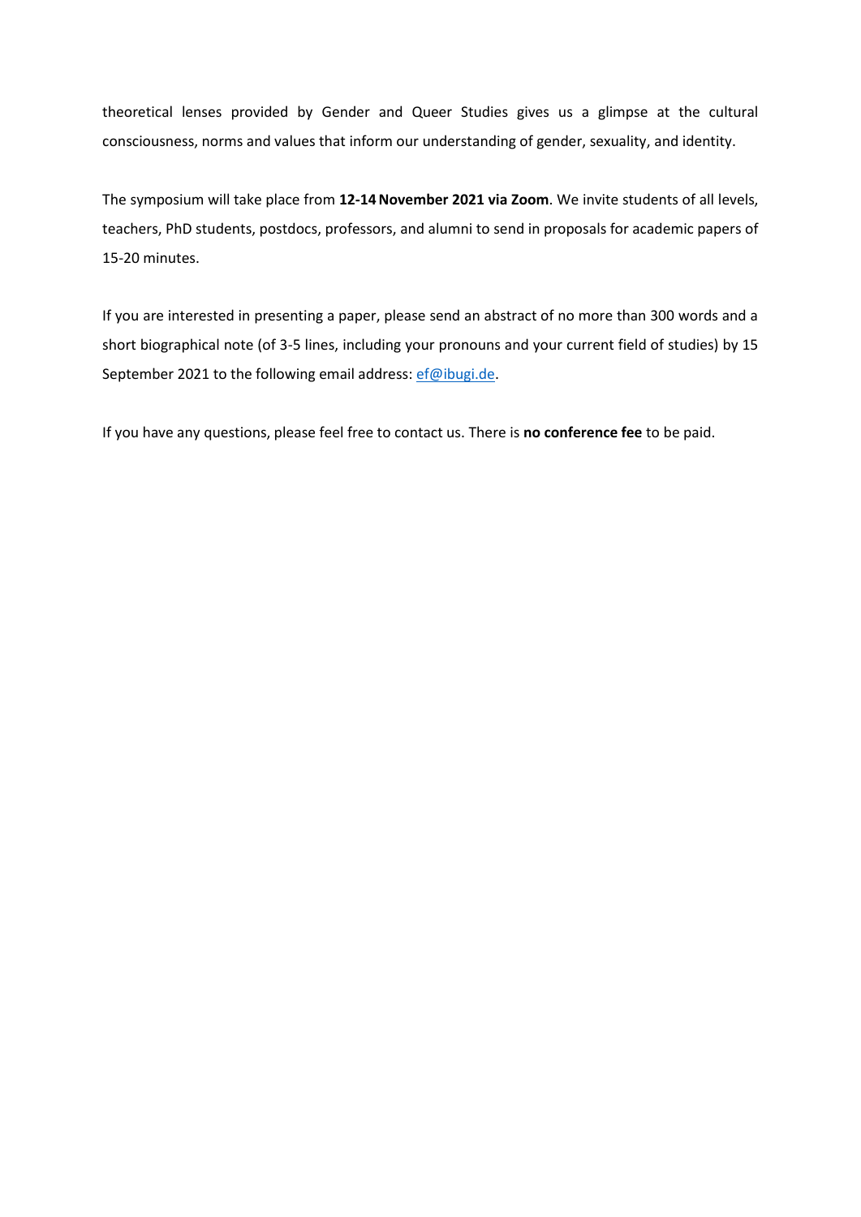theoretical lenses provided by Gender and Queer Studies gives us a glimpse at the cultural consciousness, norms and values that inform our understanding of gender, sexuality, and identity.

The symposium will take place from **12-14 November 2021 via Zoom**. We invite students of all levels, teachers, PhD students, postdocs, professors, and alumni to send in proposals for academic papers of 15-20 minutes.

If you are interested in presenting a paper, please send an abstract of no more than 300 words and a short biographical note (of 3-5 lines, including your pronouns and your current field of studies) by 15 September 2021 to the following email address: ef@ibugi.de.

If you have any questions, please feel free to contact us. There is **no conference fee** to be paid.